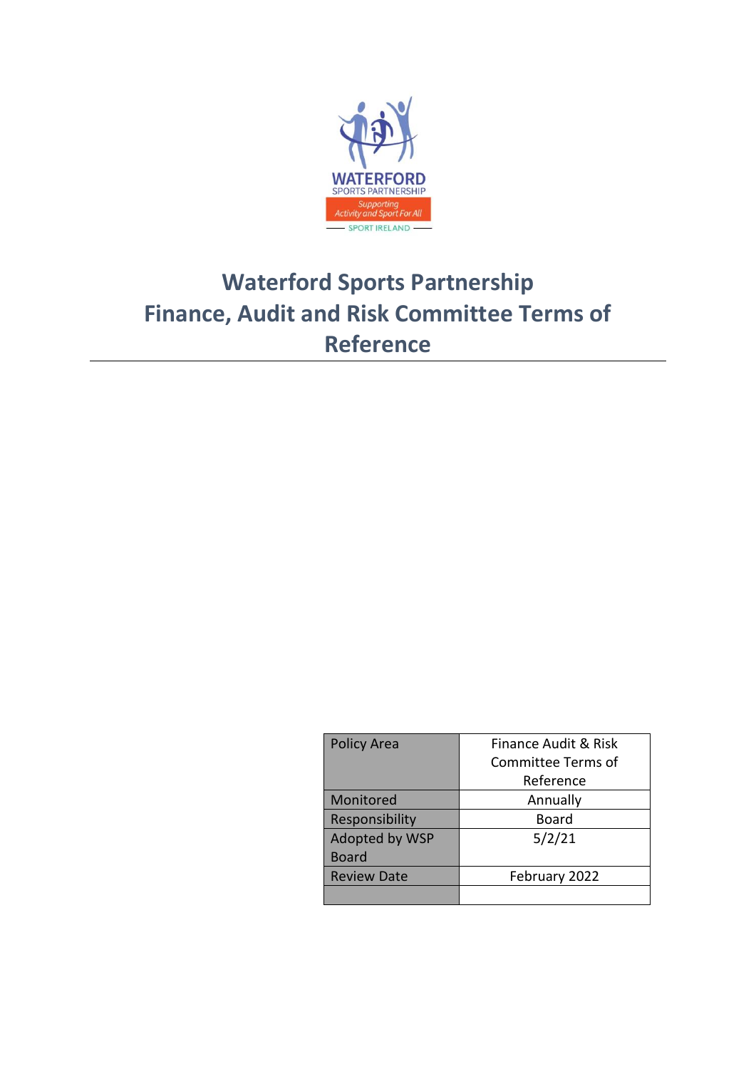WATERFORD SPORTS PARTNERSHIP

Supporting Activity and Sport For All

SPORT IRELAND

# Waterford Sports Partnership
# Finance, Audit and Risk Committee Terms of Reference

| Policy Area | Finance Audit & Risk Committee Terms of Reference |
|---|---|
| Monitored | Annually |
| Responsibility | Board |
| Adopted by WSP Board | 5/2/21 |
| Review Date | February 2022 |
| | |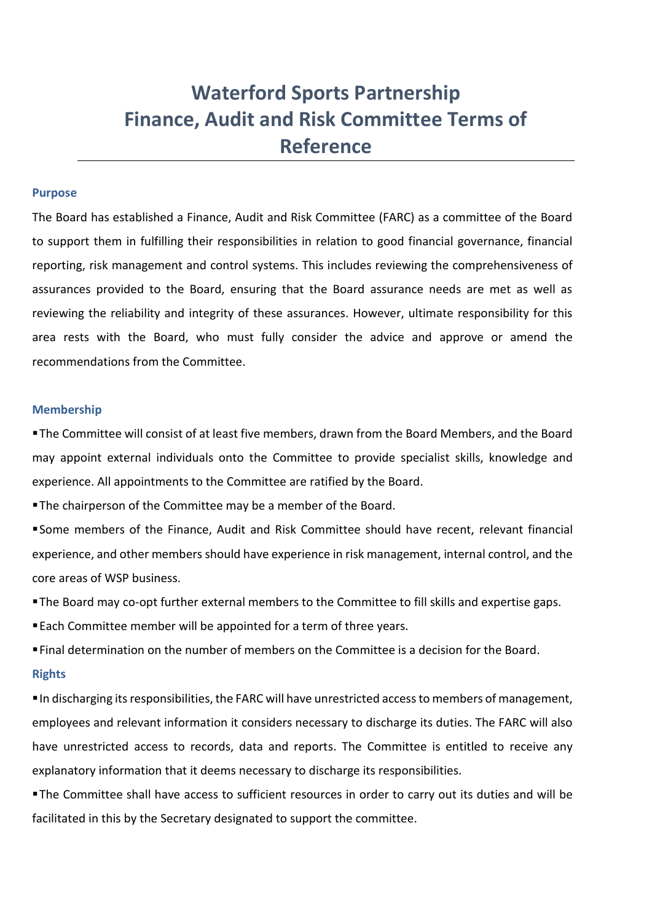# Waterford Sports Partnership
# Finance, Audit and Risk Committee Terms of Reference

## Purpose

The Board has established a Finance, Audit and Risk Committee (FARC) as a committee of the Board to support them in fulfilling their responsibilities in relation to good financial governance, financial reporting, risk management and control systems. This includes reviewing the comprehensiveness of assurances provided to the Board, ensuring that the Board assurance needs are met as well as reviewing the reliability and integrity of these assurances. However, ultimate responsibility for this area rests with the Board, who must fully consider the advice and approve or amend the recommendations from the Committee.

## Membership

- The Committee will consist of at least five members, drawn from the Board Members, and the Board may appoint external individuals onto the Committee to provide specialist skills, knowledge and experience. All appointments to the Committee are ratified by the Board.
- The chairperson of the Committee may be a member of the Board.
- Some members of the Finance, Audit and Risk Committee should have recent, relevant financial experience, and other members should have experience in risk management, internal control, and the core areas of WSP business.
- The Board may co-opt further external members to the Committee to fill skills and expertise gaps.
- Each Committee member will be appointed for a term of three years.
- Final determination on the number of members on the Committee is a decision for the Board.

## Rights

- In discharging its responsibilities, the FARC will have unrestricted access to members of management, employees and relevant information it considers necessary to discharge its duties. The FARC will also have unrestricted access to records, data and reports. The Committee is entitled to receive any explanatory information that it deems necessary to discharge its responsibilities.
- The Committee shall have access to sufficient resources in order to carry out its duties and will be facilitated in this by the Secretary designated to support the committee.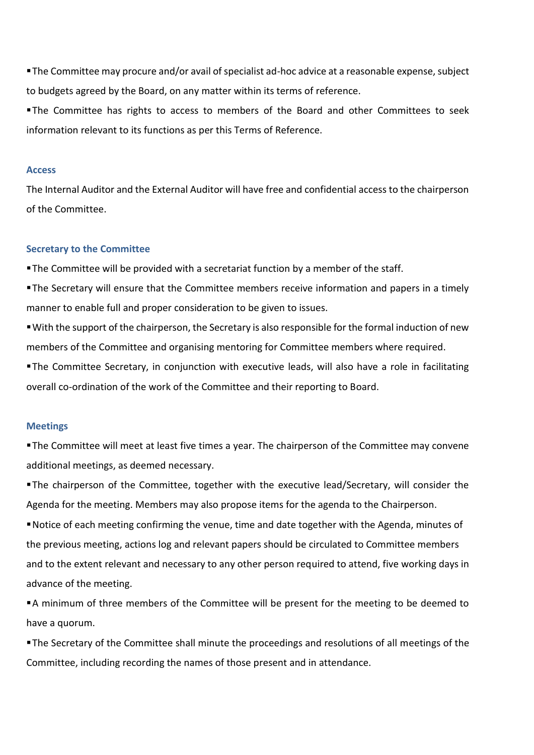- The Committee may procure and/or avail of specialist ad-hoc advice at a reasonable expense, subject to budgets agreed by the Board, on any matter within its terms of reference.
- The Committee has rights to access to members of the Board and other Committees to seek information relevant to its functions as per this Terms of Reference.

### Access

The Internal Auditor and the External Auditor will have free and confidential access to the chairperson of the Committee.

### Secretary to the Committee

- The Committee will be provided with a secretariat function by a member of the staff.
- The Secretary will ensure that the Committee members receive information and papers in a timely manner to enable full and proper consideration to be given to issues.
- With the support of the chairperson, the Secretary is also responsible for the formal induction of new members of the Committee and organising mentoring for Committee members where required.
- The Committee Secretary, in conjunction with executive leads, will also have a role in facilitating overall co-ordination of the work of the Committee and their reporting to Board.

### Meetings

- The Committee will meet at least five times a year. The chairperson of the Committee may convene additional meetings, as deemed necessary.
- The chairperson of the Committee, together with the executive lead/Secretary, will consider the Agenda for the meeting. Members may also propose items for the agenda to the Chairperson.
- Notice of each meeting confirming the venue, time and date together with the Agenda, minutes of the previous meeting, actions log and relevant papers should be circulated to Committee members and to the extent relevant and necessary to any other person required to attend, five working days in advance of the meeting.
- A minimum of three members of the Committee will be present for the meeting to be deemed to have a quorum.
- The Secretary of the Committee shall minute the proceedings and resolutions of all meetings of the Committee, including recording the names of those present and in attendance.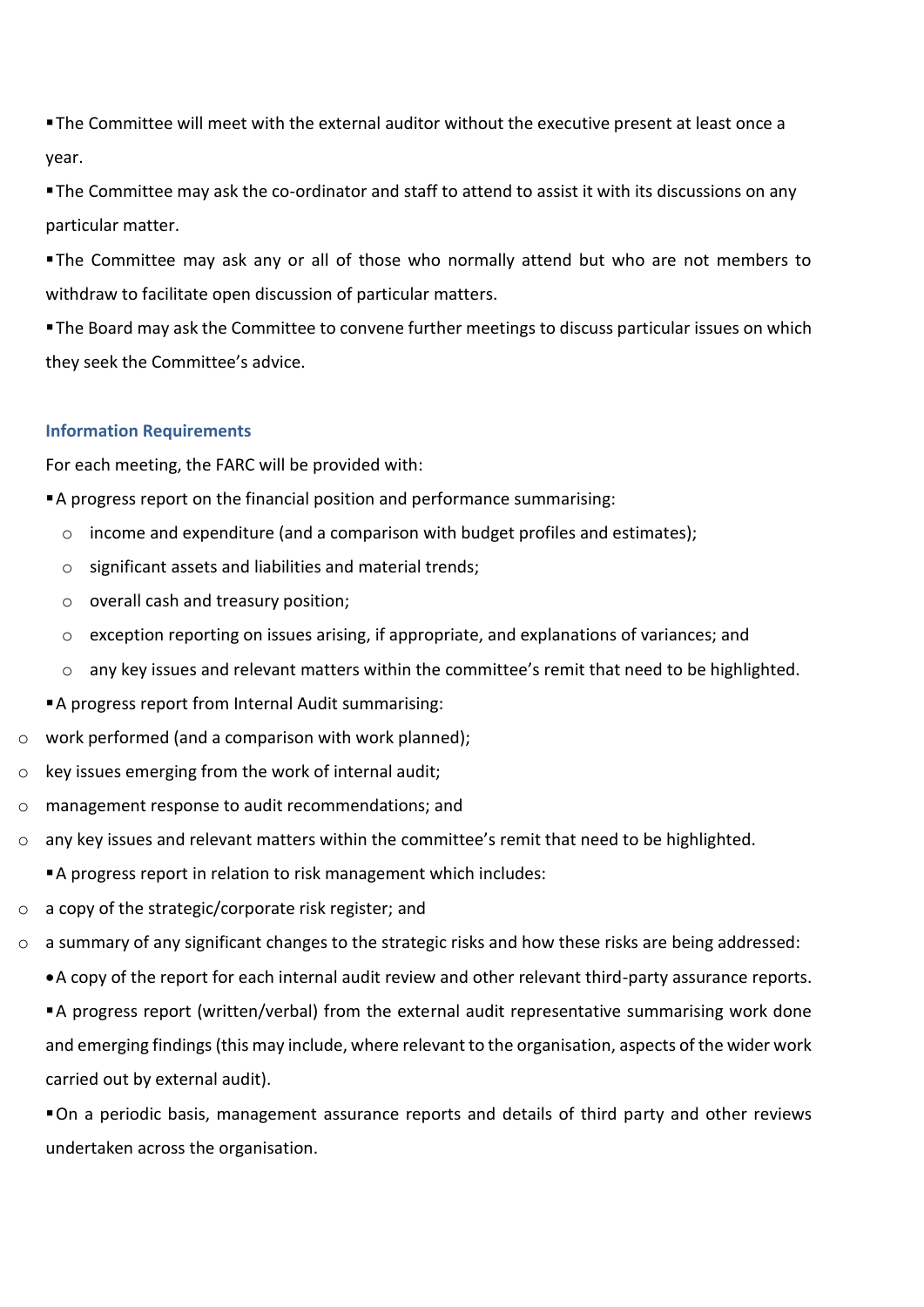- The Committee will meet with the external auditor without the executive present at least once a year.
- The Committee may ask the co-ordinator and staff to attend to assist it with its discussions on any particular matter.
- The Committee may ask any or all of those who normally attend but who are not members to withdraw to facilitate open discussion of particular matters.
- The Board may ask the Committee to convene further meetings to discuss particular issues on which they seek the Committee's advice.

### Information Requirements

For each meeting, the FARC will be provided with:

- A progress report on the financial position and performance summarising:
  - income and expenditure (and a comparison with budget profiles and estimates);
  - significant assets and liabilities and material trends;
  - overall cash and treasury position;
  - exception reporting on issues arising, if appropriate, and explanations of variances; and
  - any key issues and relevant matters within the committee's remit that need to be highlighted.
- A progress report from Internal Audit summarising:
  - work performed (and a comparison with work planned);
  - key issues emerging from the work of internal audit;
  - management response to audit recommendations; and
  - any key issues and relevant matters within the committee's remit that need to be highlighted.
- A progress report in relation to risk management which includes:
  - a copy of the strategic/corporate risk register; and
  - a summary of any significant changes to the strategic risks and how these risks are being addressed:
- A copy of the report for each internal audit review and other relevant third-party assurance reports.
- A progress report (written/verbal) from the external audit representative summarising work done and emerging findings (this may include, where relevant to the organisation, aspects of the wider work carried out by external audit).
- On a periodic basis, management assurance reports and details of third party and other reviews undertaken across the organisation.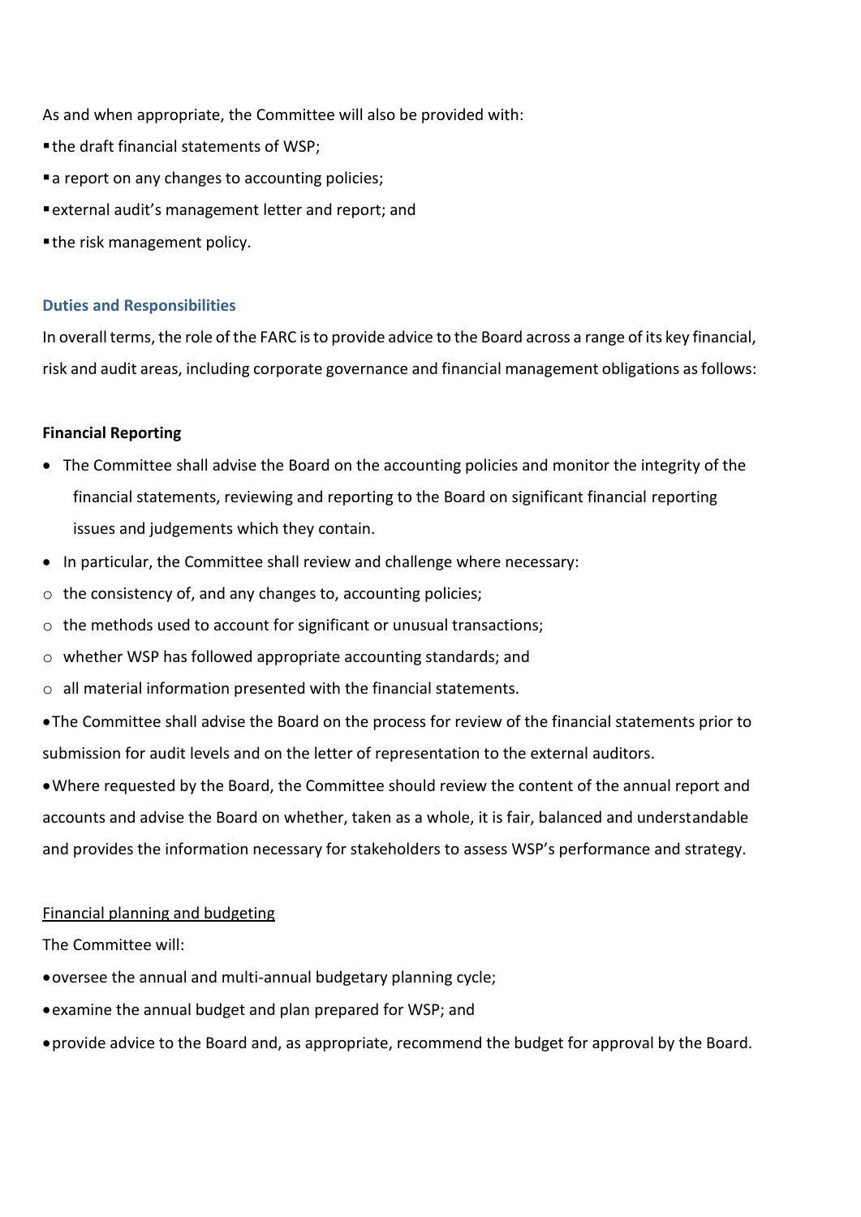As and when appropriate, the Committee will also be provided with:

- the draft financial statements of WSP;
- a report on any changes to accounting policies;
- external audit's management letter and report; and
- the risk management policy.

## Duties and Responsibilities

In overall terms, the role of the FARC is to provide advice to the Board across a range of its key financial, risk and audit areas, including corporate governance and financial management obligations as follows:

**Financial Reporting**

- The Committee shall advise the Board on the accounting policies and monitor the integrity of the financial statements, reviewing and reporting to the Board on significant financial reporting issues and judgements which they contain.
- In particular, the Committee shall review and challenge where necessary:
  - the consistency of, and any changes to, accounting policies;
  - the methods used to account for significant or unusual transactions;
  - whether WSP has followed appropriate accounting standards; and
  - all material information presented with the financial statements.
- The Committee shall advise the Board on the process for review of the financial statements prior to submission for audit levels and on the letter of representation to the external auditors.
- Where requested by the Board, the Committee should review the content of the annual report and accounts and advise the Board on whether, taken as a whole, it is fair, balanced and understandable and provides the information necessary for stakeholders to assess WSP's performance and strategy.

<u>Financial planning and budgeting</u>

The Committee will:

- oversee the annual and multi-annual budgetary planning cycle;
- examine the annual budget and plan prepared for WSP; and
- provide advice to the Board and, as appropriate, recommend the budget for approval by the Board.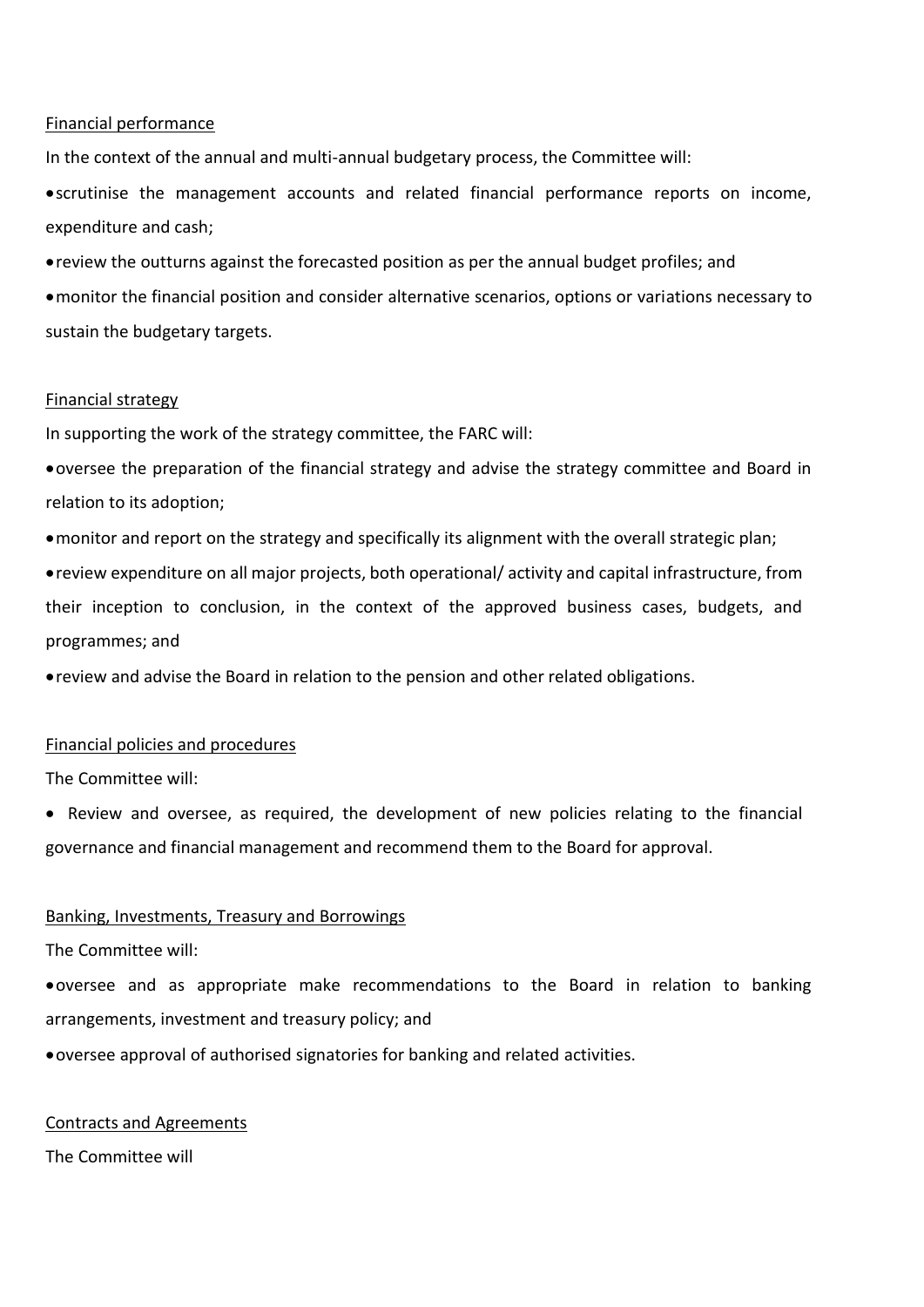Financial performance

In the context of the annual and multi-annual budgetary process, the Committee will:

- scrutinise the management accounts and related financial performance reports on income, expenditure and cash;
- review the outturns against the forecasted position as per the annual budget profiles; and
- monitor the financial position and consider alternative scenarios, options or variations necessary to sustain the budgetary targets.

Financial strategy

In supporting the work of the strategy committee, the FARC will:

- oversee the preparation of the financial strategy and advise the strategy committee and Board in relation to its adoption;
- monitor and report on the strategy and specifically its alignment with the overall strategic plan;
- review expenditure on all major projects, both operational/ activity and capital infrastructure, from their inception to conclusion, in the context of the approved business cases, budgets, and programmes; and
- review and advise the Board in relation to the pension and other related obligations.

Financial policies and procedures

The Committee will:

- Review and oversee, as required, the development of new policies relating to the financial governance and financial management and recommend them to the Board for approval.

Banking, Investments, Treasury and Borrowings

The Committee will:

- oversee and as appropriate make recommendations to the Board in relation to banking arrangements, investment and treasury policy; and
- oversee approval of authorised signatories for banking and related activities.

Contracts and Agreements

The Committee will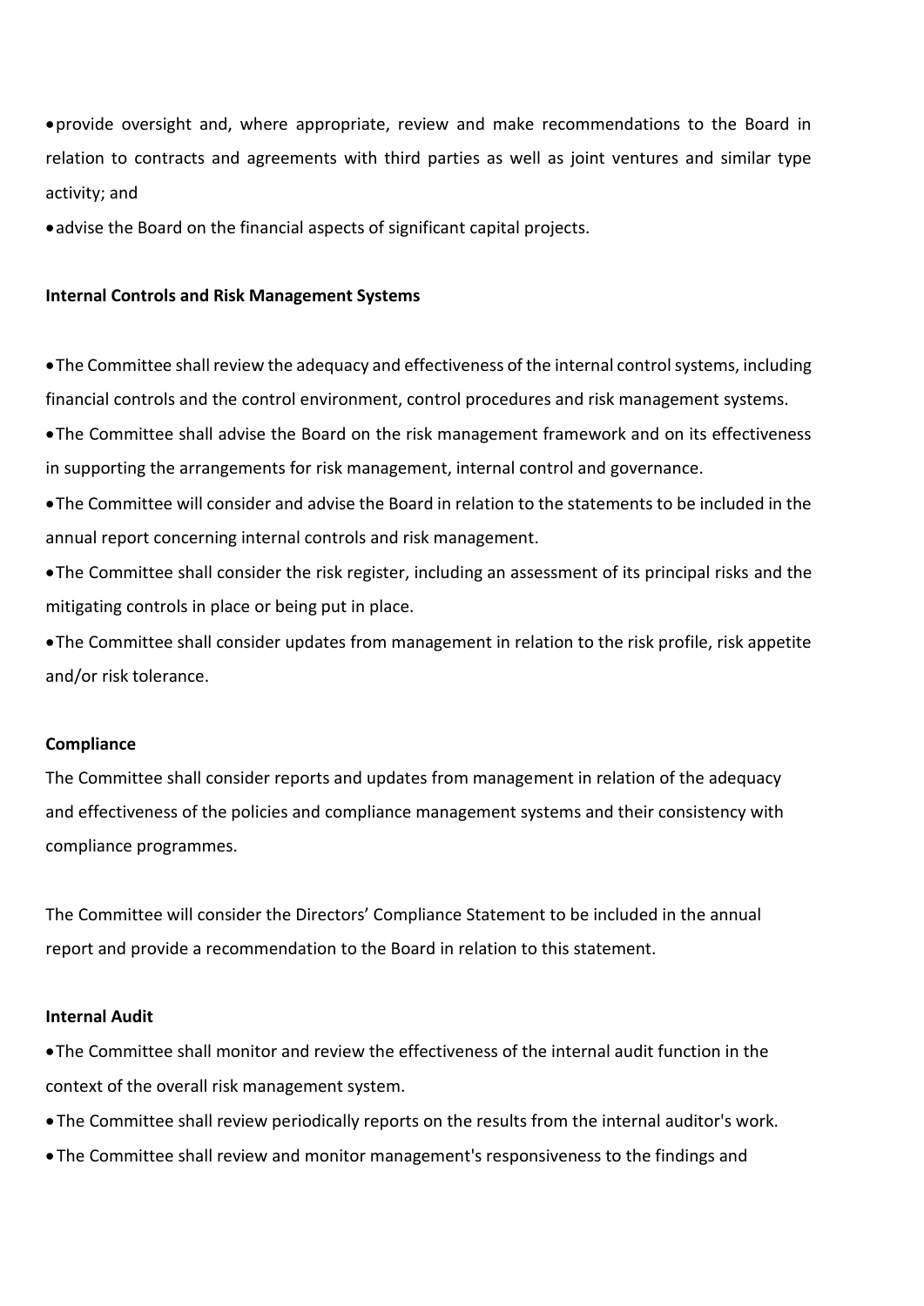- provide oversight and, where appropriate, review and make recommendations to the Board in relation to contracts and agreements with third parties as well as joint ventures and similar type activity; and
- advise the Board on the financial aspects of significant capital projects.

**Internal Controls and Risk Management Systems**

- The Committee shall review the adequacy and effectiveness of the internal control systems, including financial controls and the control environment, control procedures and risk management systems.
- The Committee shall advise the Board on the risk management framework and on its effectiveness in supporting the arrangements for risk management, internal control and governance.
- The Committee will consider and advise the Board in relation to the statements to be included in the annual report concerning internal controls and risk management.
- The Committee shall consider the risk register, including an assessment of its principal risks and the mitigating controls in place or being put in place.
- The Committee shall consider updates from management in relation to the risk profile, risk appetite and/or risk tolerance.

**Compliance**

The Committee shall consider reports and updates from management in relation of the adequacy and effectiveness of the policies and compliance management systems and their consistency with compliance programmes.

The Committee will consider the Directors' Compliance Statement to be included in the annual report and provide a recommendation to the Board in relation to this statement.

**Internal Audit**

- The Committee shall monitor and review the effectiveness of the internal audit function in the context of the overall risk management system.
- The Committee shall review periodically reports on the results from the internal auditor's work.
- The Committee shall review and monitor management's responsiveness to the findings and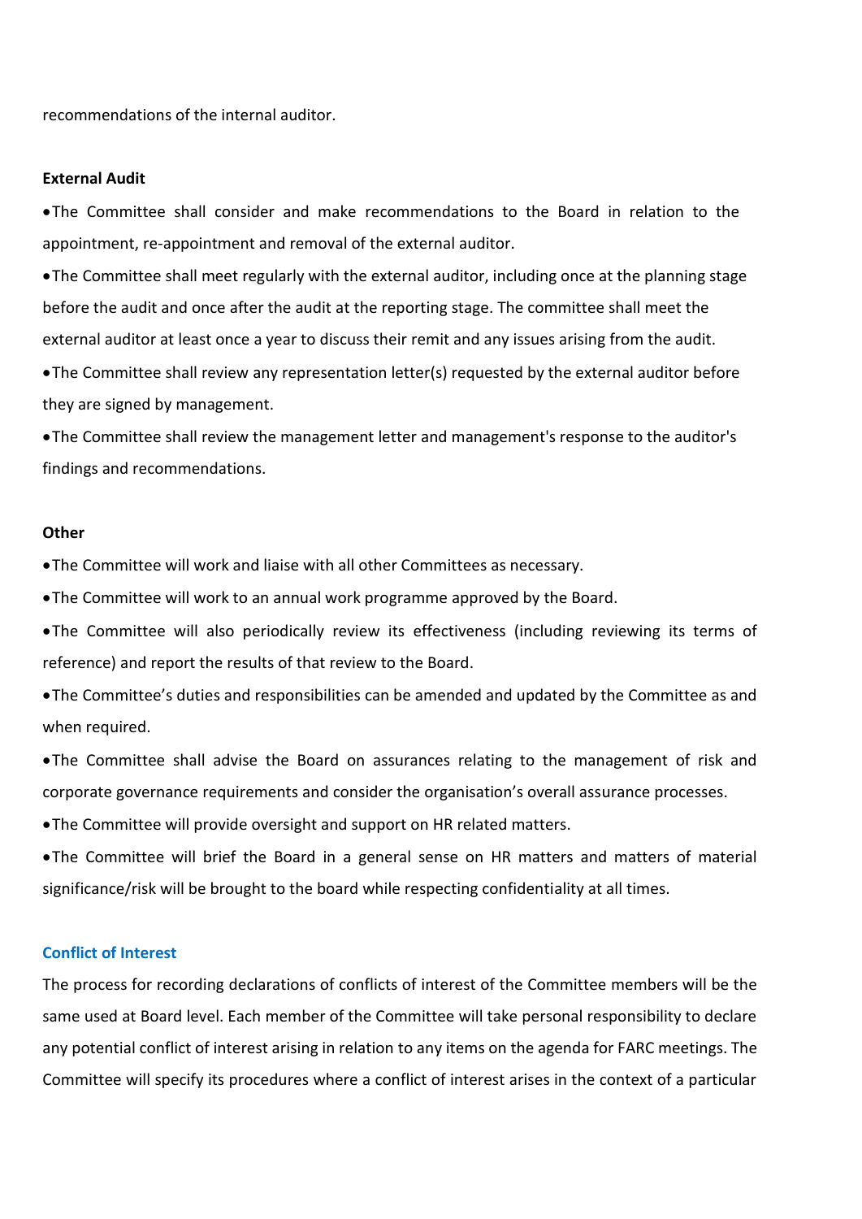recommendations of the internal auditor.

**External Audit**

- The Committee shall consider and make recommendations to the Board in relation to the appointment, re-appointment and removal of the external auditor.
- The Committee shall meet regularly with the external auditor, including once at the planning stage before the audit and once after the audit at the reporting stage. The committee shall meet the external auditor at least once a year to discuss their remit and any issues arising from the audit.
- The Committee shall review any representation letter(s) requested by the external auditor before they are signed by management.
- The Committee shall review the management letter and management's response to the auditor's findings and recommendations.

**Other**

- The Committee will work and liaise with all other Committees as necessary.
- The Committee will work to an annual work programme approved by the Board.
- The Committee will also periodically review its effectiveness (including reviewing its terms of reference) and report the results of that review to the Board.
- The Committee's duties and responsibilities can be amended and updated by the Committee as and when required.
- The Committee shall advise the Board on assurances relating to the management of risk and corporate governance requirements and consider the organisation's overall assurance processes.
- The Committee will provide oversight and support on HR related matters.
- The Committee will brief the Board in a general sense on HR matters and matters of material significance/risk will be brought to the board while respecting confidentiality at all times.

## Conflict of Interest

The process for recording declarations of conflicts of interest of the Committee members will be the same used at Board level. Each member of the Committee will take personal responsibility to declare any potential conflict of interest arising in relation to any items on the agenda for FARC meetings. The Committee will specify its procedures where a conflict of interest arises in the context of a particular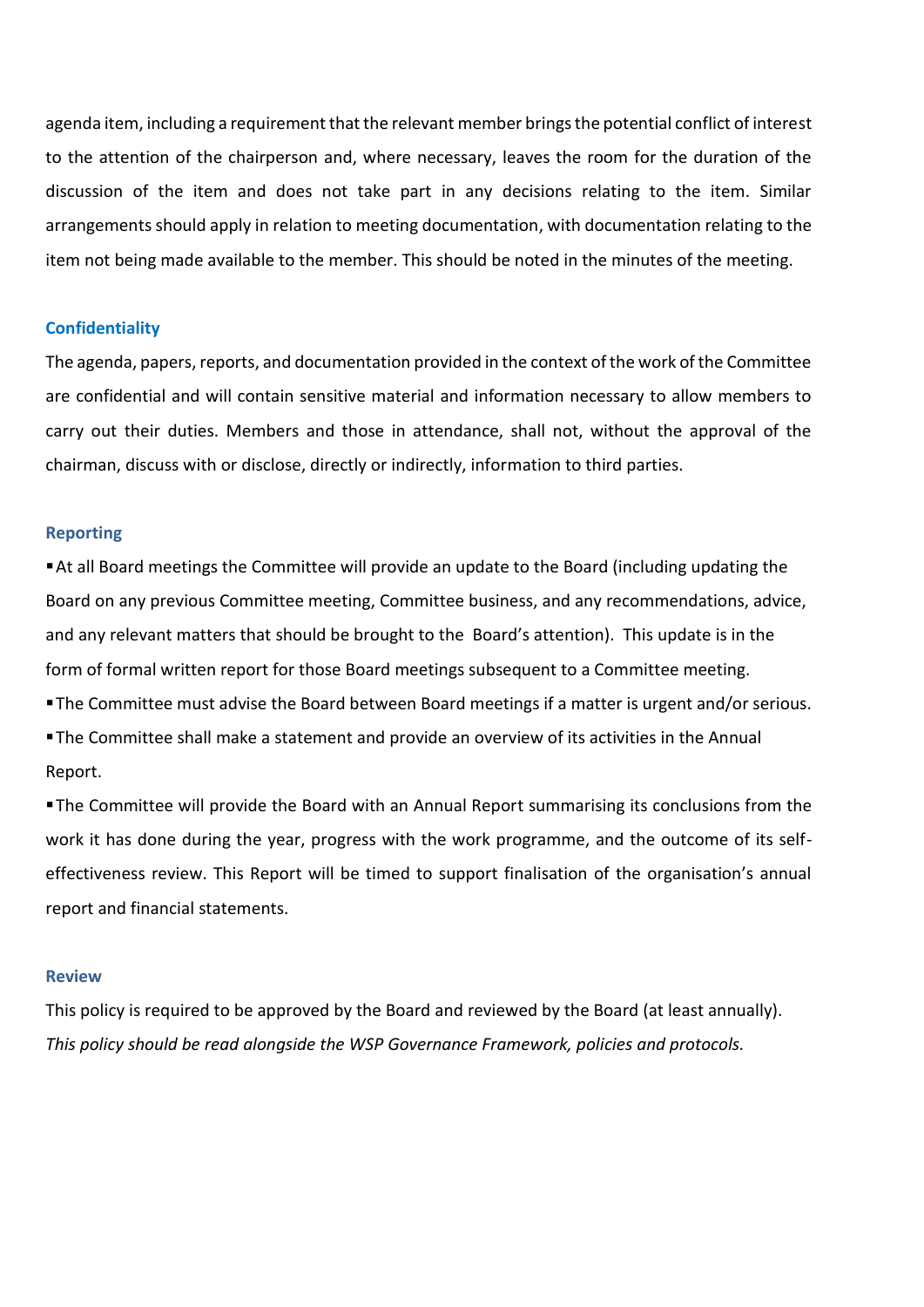agenda item, including a requirement that the relevant member brings the potential conflict of interest to the attention of the chairperson and, where necessary, leaves the room for the duration of the discussion of the item and does not take part in any decisions relating to the item. Similar arrangements should apply in relation to meeting documentation, with documentation relating to the item not being made available to the member. This should be noted in the minutes of the meeting.

### Confidentiality

The agenda, papers, reports, and documentation provided in the context of the work of the Committee are confidential and will contain sensitive material and information necessary to allow members to carry out their duties. Members and those in attendance, shall not, without the approval of the chairman, discuss with or disclose, directly or indirectly, information to third parties.

### Reporting

- At all Board meetings the Committee will provide an update to the Board (including updating the Board on any previous Committee meeting, Committee business, and any recommendations, advice, and any relevant matters that should be brought to the Board's attention). This update is in the form of formal written report for those Board meetings subsequent to a Committee meeting.
- The Committee must advise the Board between Board meetings if a matter is urgent and/or serious.
- The Committee shall make a statement and provide an overview of its activities in the Annual Report.
- The Committee will provide the Board with an Annual Report summarising its conclusions from the work it has done during the year, progress with the work programme, and the outcome of its self-effectiveness review. This Report will be timed to support finalisation of the organisation's annual report and financial statements.

### Review

This policy is required to be approved by the Board and reviewed by the Board (at least annually).

*This policy should be read alongside the WSP Governance Framework, policies and protocols.*